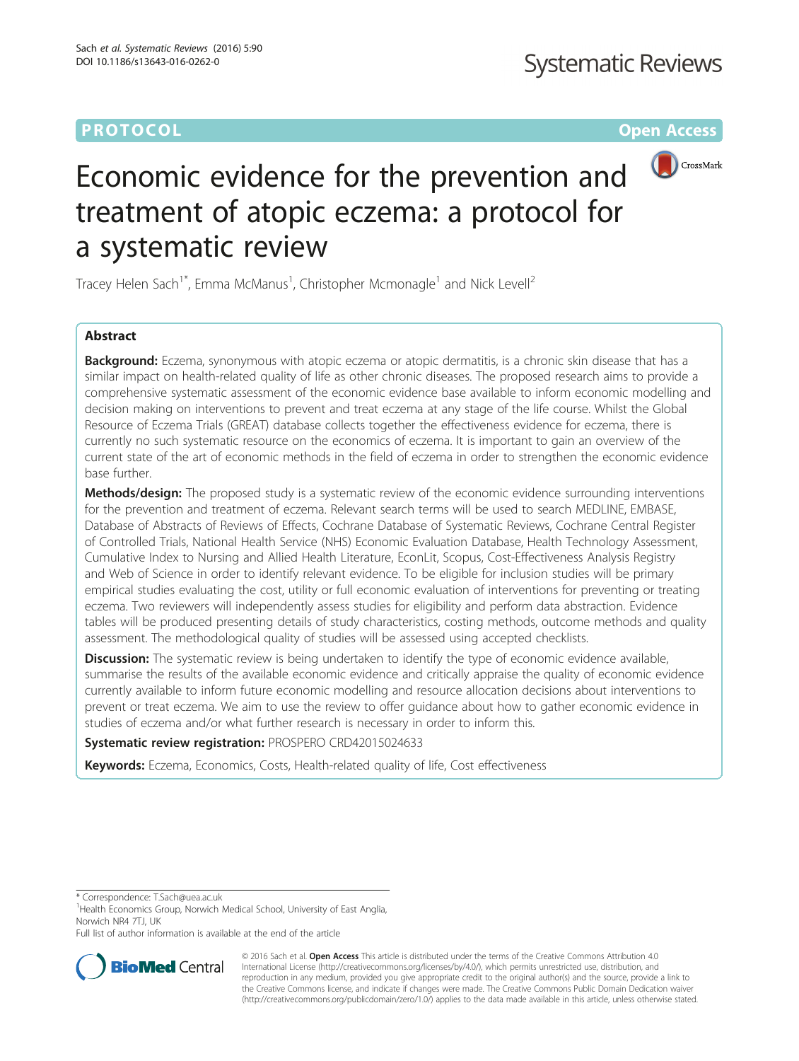PROTOCOL

Open Access

# Economic evidence for the prevention and treatment of atopic eczema: a protocol for a systematic review

Tracey Helen Sach[1*], Emma McManus[1], Christopher Mcmonagle[1] and Nick Levell[2]

## Abstract

**Background:** Eczema, synonymous with atopic eczema or atopic dermatitis, is a chronic skin disease that has a similar impact on health-related quality of life as other chronic diseases. The proposed research aims to provide a comprehensive systematic assessment of the economic evidence base available to inform economic modelling and decision making on interventions to prevent and treat eczema at any stage of the life course. Whilst the Global Resource of Eczema Trials (GREAT) database collects together the effectiveness evidence for eczema, there is currently no such systematic resource on the economics of eczema. It is important to gain an overview of the current state of the art of economic methods in the field of eczema in order to strengthen the economic evidence base further.

**Methods/design:** The proposed study is a systematic review of the economic evidence surrounding interventions for the prevention and treatment of eczema. Relevant search terms will be used to search MEDLINE, EMBASE, Database of Abstracts of Reviews of Effects, Cochrane Database of Systematic Reviews, Cochrane Central Register of Controlled Trials, National Health Service (NHS) Economic Evaluation Database, Health Technology Assessment, Cumulative Index to Nursing and Allied Health Literature, EconLit, Scopus, Cost-Effectiveness Analysis Registry and Web of Science in order to identify relevant evidence. To be eligible for inclusion studies will be primary empirical studies evaluating the cost, utility or full economic evaluation of interventions for preventing or treating eczema. Two reviewers will independently assess studies for eligibility and perform data abstraction. Evidence tables will be produced presenting details of study characteristics, costing methods, outcome methods and quality assessment. The methodological quality of studies will be assessed using accepted checklists.

**Discussion:** The systematic review is being undertaken to identify the type of economic evidence available, summarise the results of the available economic evidence and critically appraise the quality of economic evidence currently available to inform future economic modelling and resource allocation decisions about interventions to prevent or treat eczema. We aim to use the review to offer guidance about how to gather economic evidence in studies of eczema and/or what further research is necessary in order to inform this.

**Systematic review registration:** PROSPERO CRD42015024633

**Keywords:** Eczema, Economics, Costs, Health-related quality of life, Cost effectiveness

\* Correspondence: T.Sach@uea.ac.uk
[1]Health Economics Group, Norwich Medical School, University of East Anglia, Norwich NR4 7TJ, UK
Full list of author information is available at the end of the article

© 2016 Sach et al. **Open Access** This article is distributed under the terms of the Creative Commons Attribution 4.0 International License (http://creativecommons.org/licenses/by/4.0/), which permits unrestricted use, distribution, and reproduction in any medium, provided you give appropriate credit to the original author(s) and the source, provide a link to the Creative Commons license, and indicate if changes were made. The Creative Commons Public Domain Dedication waiver (http://creativecommons.org/publicdomain/zero/1.0/) applies to the data made available in this article, unless otherwise stated.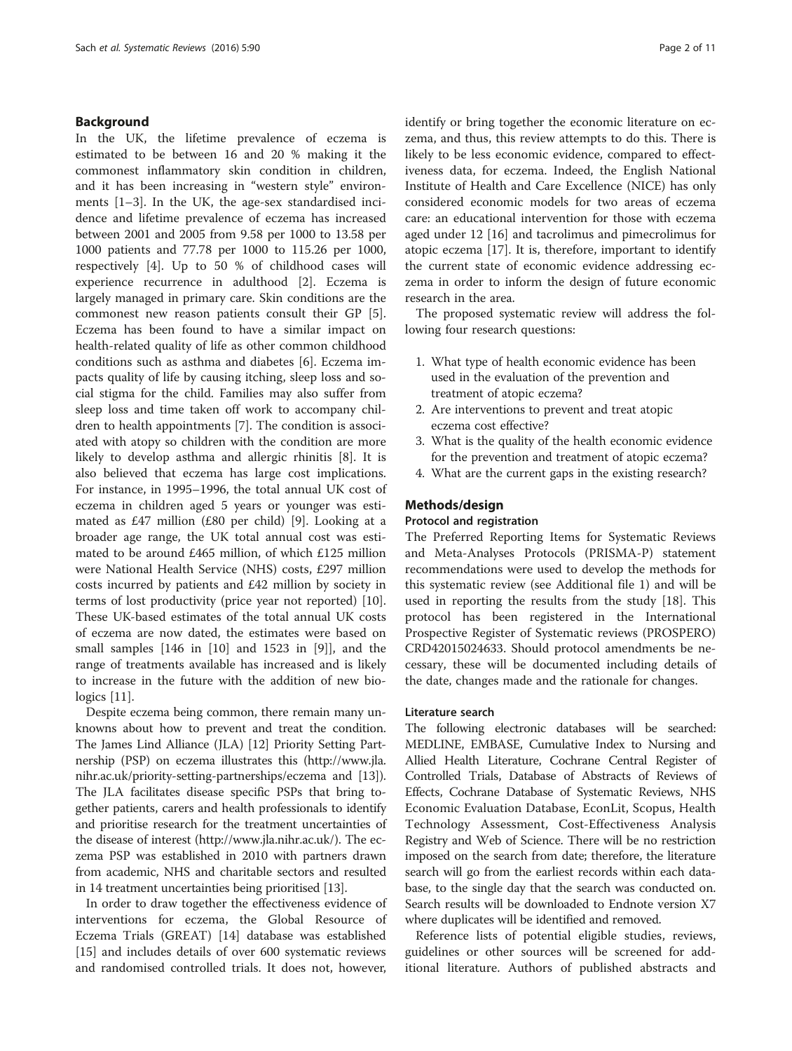## Background

In the UK, the lifetime prevalence of eczema is estimated to be between 16 and 20 % making it the commonest inflammatory skin condition in children, and it has been increasing in "western style" environments [1–3]. In the UK, the age-sex standardised incidence and lifetime prevalence of eczema has increased between 2001 and 2005 from 9.58 per 1000 to 13.58 per 1000 patients and 77.78 per 1000 to 115.26 per 1000, respectively [4]. Up to 50 % of childhood cases will experience recurrence in adulthood [2]. Eczema is largely managed in primary care. Skin conditions are the commonest new reason patients consult their GP [5]. Eczema has been found to have a similar impact on health-related quality of life as other common childhood conditions such as asthma and diabetes [6]. Eczema impacts quality of life by causing itching, sleep loss and social stigma for the child. Families may also suffer from sleep loss and time taken off work to accompany children to health appointments [7]. The condition is associated with atopy so children with the condition are more likely to develop asthma and allergic rhinitis [8]. It is also believed that eczema has large cost implications. For instance, in 1995–1996, the total annual UK cost of eczema in children aged 5 years or younger was estimated as £47 million (£80 per child) [9]. Looking at a broader age range, the UK total annual cost was estimated to be around £465 million, of which £125 million were National Health Service (NHS) costs, £297 million costs incurred by patients and £42 million by society in terms of lost productivity (price year not reported) [10]. These UK-based estimates of the total annual UK costs of eczema are now dated, the estimates were based on small samples [146 in [10] and 1523 in [9]], and the range of treatments available has increased and is likely to increase in the future with the addition of new biologics [11].

Despite eczema being common, there remain many unknowns about how to prevent and treat the condition. The James Lind Alliance (JLA) [12] Priority Setting Partnership (PSP) on eczema illustrates this (http://www.jla.nihr.ac.uk/priority-setting-partnerships/eczema and [13]). The JLA facilitates disease specific PSPs that bring together patients, carers and health professionals to identify and prioritise research for the treatment uncertainties of the disease of interest (http://www.jla.nihr.ac.uk/). The eczema PSP was established in 2010 with partners drawn from academic, NHS and charitable sectors and resulted in 14 treatment uncertainties being prioritised [13].

In order to draw together the effectiveness evidence of interventions for eczema, the Global Resource of Eczema Trials (GREAT) [14] database was established [15] and includes details of over 600 systematic reviews and randomised controlled trials. It does not, however, identify or bring together the economic literature on eczema, and thus, this review attempts to do this. There is likely to be less economic evidence, compared to effectiveness data, for eczema. Indeed, the English National Institute of Health and Care Excellence (NICE) has only considered economic models for two areas of eczema care: an educational intervention for those with eczema aged under 12 [16] and tacrolimus and pimecrolimus for atopic eczema [17]. It is, therefore, important to identify the current state of economic evidence addressing eczema in order to inform the design of future economic research in the area.

The proposed systematic review will address the following four research questions:

1. What type of health economic evidence has been used in the evaluation of the prevention and treatment of atopic eczema?
2. Are interventions to prevent and treat atopic eczema cost effective?
3. What is the quality of the health economic evidence for the prevention and treatment of atopic eczema?
4. What are the current gaps in the existing research?

## Methods/design

### Protocol and registration

The Preferred Reporting Items for Systematic Reviews and Meta-Analyses Protocols (PRISMA-P) statement recommendations were used to develop the methods for this systematic review (see Additional file 1) and will be used in reporting the results from the study [18]. This protocol has been registered in the International Prospective Register of Systematic reviews (PROSPERO) CRD42015024633. Should protocol amendments be necessary, these will be documented including details of the date, changes made and the rationale for changes.

### Literature search

The following electronic databases will be searched: MEDLINE, EMBASE, Cumulative Index to Nursing and Allied Health Literature, Cochrane Central Register of Controlled Trials, Database of Abstracts of Reviews of Effects, Cochrane Database of Systematic Reviews, NHS Economic Evaluation Database, EconLit, Scopus, Health Technology Assessment, Cost-Effectiveness Analysis Registry and Web of Science. There will be no restriction imposed on the search from date; therefore, the literature search will go from the earliest records within each database, to the single day that the search was conducted on. Search results will be downloaded to Endnote version X7 where duplicates will be identified and removed.

Reference lists of potential eligible studies, reviews, guidelines or other sources will be screened for additional literature. Authors of published abstracts and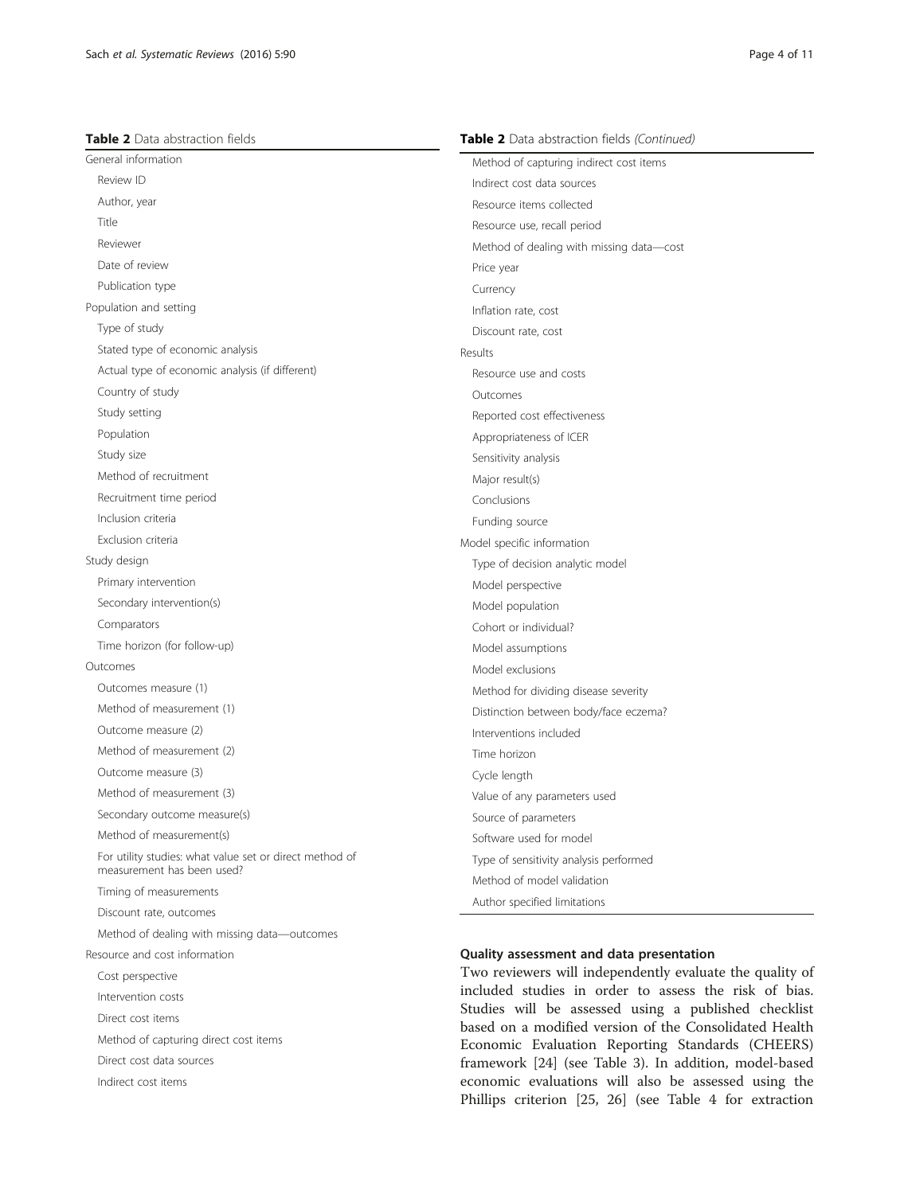**Table 2** Data abstraction fields

| |
|---|
| General information |
| Review ID |
| Author, year |
| Title |
| Reviewer |
| Date of review |
| Publication type |
| Population and setting |
| Type of study |
| Stated type of economic analysis |
| Actual type of economic analysis (if different) |
| Country of study |
| Study setting |
| Population |
| Study size |
| Method of recruitment |
| Recruitment time period |
| Inclusion criteria |
| Exclusion criteria |
| Study design |
| Primary intervention |
| Secondary intervention(s) |
| Comparators |
| Time horizon (for follow-up) |
| Outcomes |
| Outcomes measure (1) |
| Method of measurement (1) |
| Outcome measure (2) |
| Method of measurement (2) |
| Outcome measure (3) |
| Method of measurement (3) |
| Secondary outcome measure(s) |
| Method of measurement(s) |
| For utility studies: what value set or direct method of measurement has been used? |
| Timing of measurements |
| Discount rate, outcomes |
| Method of dealing with missing data—outcomes |
| Resource and cost information |
| Cost perspective |
| Intervention costs |
| Direct cost items |
| Method of capturing direct cost items |
| Direct cost data sources |
| Indirect cost items |
| Method of capturing indirect cost items |
| Indirect cost data sources |
| Resource items collected |
| Resource use, recall period |
| Method of dealing with missing data—cost |
| Price year |
| Currency |
| Inflation rate, cost |
| Discount rate, cost |
| Results |
| Resource use and costs |
| Outcomes |
| Reported cost effectiveness |
| Appropriateness of ICER |
| Sensitivity analysis |
| Major result(s) |
| Conclusions |
| Funding source |
| Model specific information |
| Type of decision analytic model |
| Model perspective |
| Model population |
| Cohort or individual? |
| Model assumptions |
| Model exclusions |
| Method for dividing disease severity |
| Distinction between body/face eczema? |
| Interventions included |
| Time horizon |
| Cycle length |
| Value of any parameters used |
| Source of parameters |
| Software used for model |
| Type of sensitivity analysis performed |
| Method of model validation |
| Author specified limitations |

### Quality assessment and data presentation

Two reviewers will independently evaluate the quality of included studies in order to assess the risk of bias. Studies will be assessed using a published checklist based on a modified version of the Consolidated Health Economic Evaluation Reporting Standards (CHEERS) framework [24] (see Table 3). In addition, model-based economic evaluations will also be assessed using the Phillips criterion [25, 26] (see Table 4 for extraction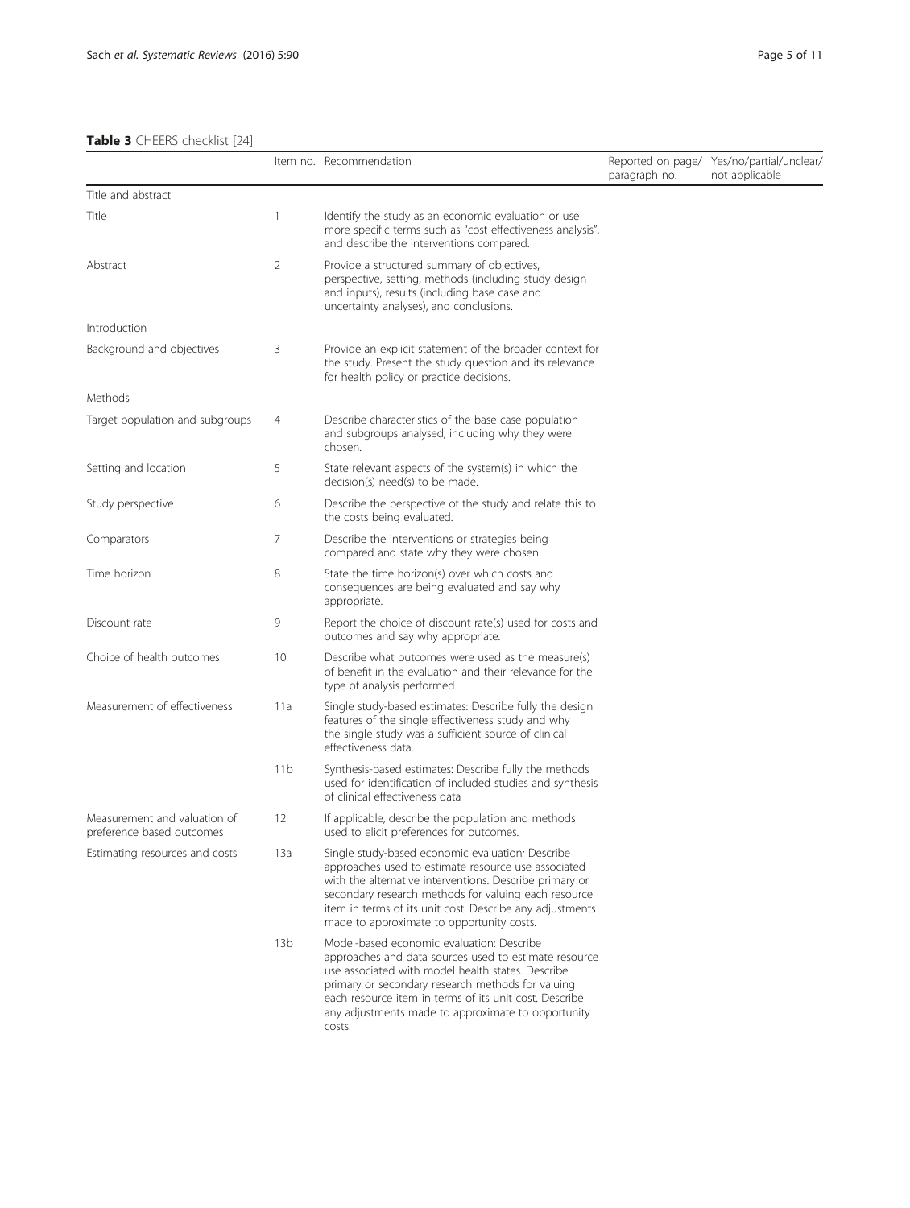**Table 3** CHEERS checklist [24]

| | Item no. | Recommendation | Reported on page/ paragraph no. | Yes/no/partial/unclear/ not applicable |
|---|---|---|---|---|
| Title and abstract | | | | |
| Title | 1 | Identify the study as an economic evaluation or use more specific terms such as "cost effectiveness analysis", and describe the interventions compared. | | |
| Abstract | 2 | Provide a structured summary of objectives, perspective, setting, methods (including study design and inputs), results (including base case and uncertainty analyses), and conclusions. | | |
| Introduction | | | | |
| Background and objectives | 3 | Provide an explicit statement of the broader context for the study. Present the study question and its relevance for health policy or practice decisions. | | |
| Methods | | | | |
| Target population and subgroups | 4 | Describe characteristics of the base case population and subgroups analysed, including why they were chosen. | | |
| Setting and location | 5 | State relevant aspects of the system(s) in which the decision(s) need(s) to be made. | | |
| Study perspective | 6 | Describe the perspective of the study and relate this to the costs being evaluated. | | |
| Comparators | 7 | Describe the interventions or strategies being compared and state why they were chosen | | |
| Time horizon | 8 | State the time horizon(s) over which costs and consequences are being evaluated and say why appropriate. | | |
| Discount rate | 9 | Report the choice of discount rate(s) used for costs and outcomes and say why appropriate. | | |
| Choice of health outcomes | 10 | Describe what outcomes were used as the measure(s) of benefit in the evaluation and their relevance for the type of analysis performed. | | |
| Measurement of effectiveness | 11a | Single study-based estimates: Describe fully the design features of the single effectiveness study and why the single study was a sufficient source of clinical effectiveness data. | | |
| | 11b | Synthesis-based estimates: Describe fully the methods used for identification of included studies and synthesis of clinical effectiveness data | | |
| Measurement and valuation of preference based outcomes | 12 | If applicable, describe the population and methods used to elicit preferences for outcomes. | | |
| Estimating resources and costs | 13a | Single study-based economic evaluation: Describe approaches used to estimate resource use associated with the alternative interventions. Describe primary or secondary research methods for valuing each resource item in terms of its unit cost. Describe any adjustments made to approximate to opportunity costs. | | |
| | 13b | Model-based economic evaluation: Describe approaches and data sources used to estimate resource use associated with model health states. Describe primary or secondary research methods for valuing each resource item in terms of its unit cost. Describe any adjustments made to approximate to opportunity costs. | | |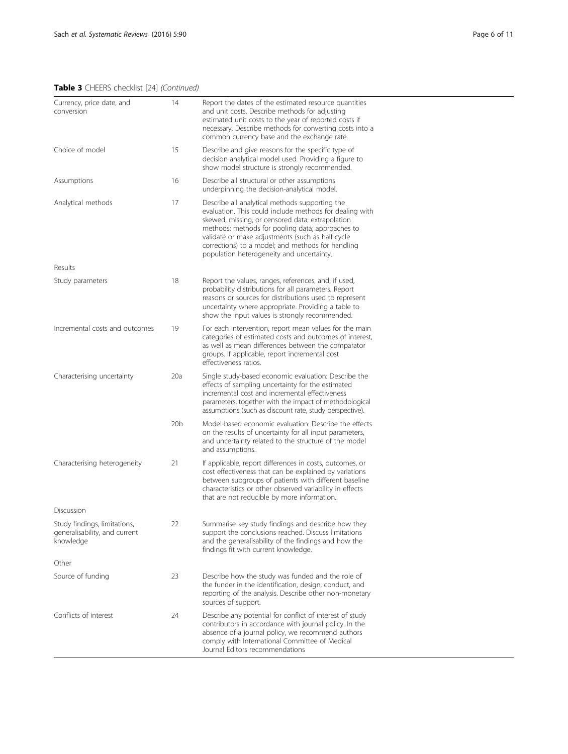**Table 3** CHEERS checklist [24] *(Continued)*

| | | |
|---|---|---|
| Currency, price date, and conversion | 14 | Report the dates of the estimated resource quantities and unit costs. Describe methods for adjusting estimated unit costs to the year of reported costs if necessary. Describe methods for converting costs into a common currency base and the exchange rate. |
| Choice of model | 15 | Describe and give reasons for the specific type of decision analytical model used. Providing a figure to show model structure is strongly recommended. |
| Assumptions | 16 | Describe all structural or other assumptions underpinning the decision-analytical model. |
| Analytical methods | 17 | Describe all analytical methods supporting the evaluation. This could include methods for dealing with skewed, missing, or censored data; extrapolation methods; methods for pooling data; approaches to validate or make adjustments (such as half cycle corrections) to a model; and methods for handling population heterogeneity and uncertainty. |
| Results | | |
| Study parameters | 18 | Report the values, ranges, references, and, if used, probability distributions for all parameters. Report reasons or sources for distributions used to represent uncertainty where appropriate. Providing a table to show the input values is strongly recommended. |
| Incremental costs and outcomes | 19 | For each intervention, report mean values for the main categories of estimated costs and outcomes of interest, as well as mean differences between the comparator groups. If applicable, report incremental cost effectiveness ratios. |
| Characterising uncertainty | 20a | Single study-based economic evaluation: Describe the effects of sampling uncertainty for the estimated incremental cost and incremental effectiveness parameters, together with the impact of methodological assumptions (such as discount rate, study perspective). |
| | 20b | Model-based economic evaluation: Describe the effects on the results of uncertainty for all input parameters, and uncertainty related to the structure of the model and assumptions. |
| Characterising heterogeneity | 21 | If applicable, report differences in costs, outcomes, or cost effectiveness that can be explained by variations between subgroups of patients with different baseline characteristics or other observed variability in effects that are not reducible by more information. |
| Discussion | | |
| Study findings, limitations, generalisability, and current knowledge | 22 | Summarise key study findings and describe how they support the conclusions reached. Discuss limitations and the generalisability of the findings and how the findings fit with current knowledge. |
| Other | | |
| Source of funding | 23 | Describe how the study was funded and the role of the funder in the identification, design, conduct, and reporting of the analysis. Describe other non-monetary sources of support. |
| Conflicts of interest | 24 | Describe any potential for conflict of interest of study contributors in accordance with journal policy. In the absence of a journal policy, we recommend authors comply with International Committee of Medical Journal Editors recommendations |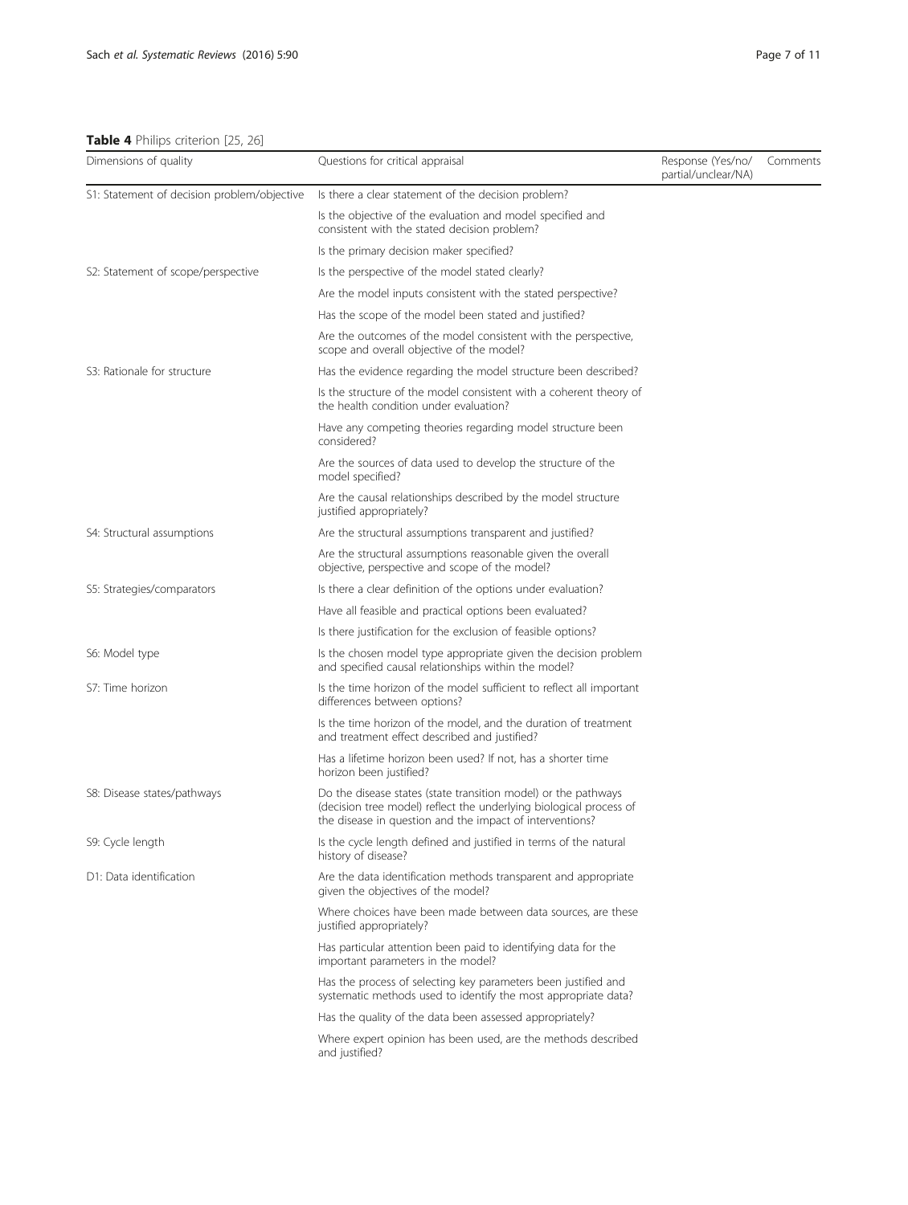**Table 4** Philips criterion [25, 26]

| Dimensions of quality | Questions for critical appraisal | Response (Yes/no/partial/unclear/NA) | Comments |
|---|---|---|---|
| S1: Statement of decision problem/objective | Is there a clear statement of the decision problem? | | |
| | Is the objective of the evaluation and model specified and consistent with the stated decision problem? | | |
| | Is the primary decision maker specified? | | |
| S2: Statement of scope/perspective | Is the perspective of the model stated clearly? | | |
| | Are the model inputs consistent with the stated perspective? | | |
| | Has the scope of the model been stated and justified? | | |
| | Are the outcomes of the model consistent with the perspective, scope and overall objective of the model? | | |
| S3: Rationale for structure | Has the evidence regarding the model structure been described? | | |
| | Is the structure of the model consistent with a coherent theory of the health condition under evaluation? | | |
| | Have any competing theories regarding model structure been considered? | | |
| | Are the sources of data used to develop the structure of the model specified? | | |
| | Are the causal relationships described by the model structure justified appropriately? | | |
| S4: Structural assumptions | Are the structural assumptions transparent and justified? | | |
| | Are the structural assumptions reasonable given the overall objective, perspective and scope of the model? | | |
| S5: Strategies/comparators | Is there a clear definition of the options under evaluation? | | |
| | Have all feasible and practical options been evaluated? | | |
| | Is there justification for the exclusion of feasible options? | | |
| S6: Model type | Is the chosen model type appropriate given the decision problem and specified causal relationships within the model? | | |
| S7: Time horizon | Is the time horizon of the model sufficient to reflect all important differences between options? | | |
| | Is the time horizon of the model, and the duration of treatment and treatment effect described and justified? | | |
| | Has a lifetime horizon been used? If not, has a shorter time horizon been justified? | | |
| S8: Disease states/pathways | Do the disease states (state transition model) or the pathways (decision tree model) reflect the underlying biological process of the disease in question and the impact of interventions? | | |
| S9: Cycle length | Is the cycle length defined and justified in terms of the natural history of disease? | | |
| D1: Data identification | Are the data identification methods transparent and appropriate given the objectives of the model? | | |
| | Where choices have been made between data sources, are these justified appropriately? | | |
| | Has particular attention been paid to identifying data for the important parameters in the model? | | |
| | Has the process of selecting key parameters been justified and systematic methods used to identify the most appropriate data? | | |
| | Has the quality of the data been assessed appropriately? | | |
| | Where expert opinion has been used, are the methods described and justified? | | |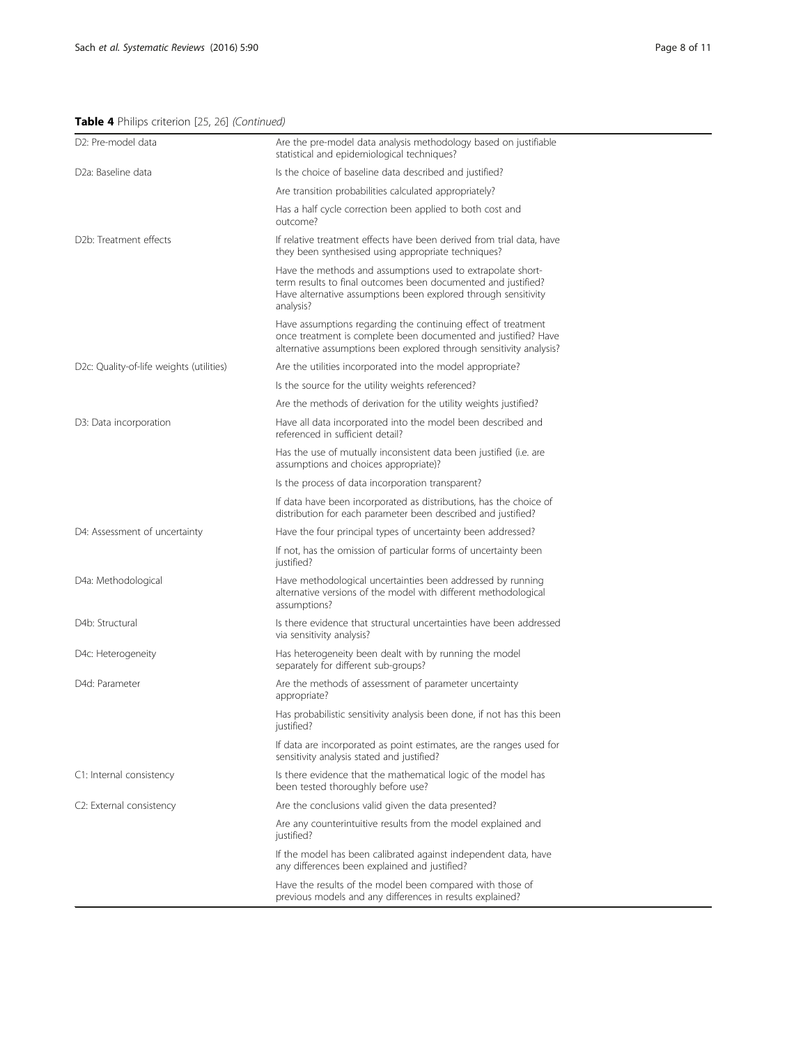**Table 4** Philips criterion [25, 26] *(Continued)*

| | |
|---|---|
| D2: Pre-model data | Are the pre-model data analysis methodology based on justifiable statistical and epidemiological techniques? |
| D2a: Baseline data | Is the choice of baseline data described and justified? |
| | Are transition probabilities calculated appropriately? |
| | Has a half cycle correction been applied to both cost and outcome? |
| D2b: Treatment effects | If relative treatment effects have been derived from trial data, have they been synthesised using appropriate techniques? |
| | Have the methods and assumptions used to extrapolate short-term results to final outcomes been documented and justified? Have alternative assumptions been explored through sensitivity analysis? |
| | Have assumptions regarding the continuing effect of treatment once treatment is complete been documented and justified? Have alternative assumptions been explored through sensitivity analysis? |
| D2c: Quality-of-life weights (utilities) | Are the utilities incorporated into the model appropriate? |
| | Is the source for the utility weights referenced? |
| | Are the methods of derivation for the utility weights justified? |
| D3: Data incorporation | Have all data incorporated into the model been described and referenced in sufficient detail? |
| | Has the use of mutually inconsistent data been justified (i.e. are assumptions and choices appropriate)? |
| | Is the process of data incorporation transparent? |
| | If data have been incorporated as distributions, has the choice of distribution for each parameter been described and justified? |
| D4: Assessment of uncertainty | Have the four principal types of uncertainty been addressed? |
| | If not, has the omission of particular forms of uncertainty been justified? |
| D4a: Methodological | Have methodological uncertainties been addressed by running alternative versions of the model with different methodological assumptions? |
| D4b: Structural | Is there evidence that structural uncertainties have been addressed via sensitivity analysis? |
| D4c: Heterogeneity | Has heterogeneity been dealt with by running the model separately for different sub-groups? |
| D4d: Parameter | Are the methods of assessment of parameter uncertainty appropriate? |
| | Has probabilistic sensitivity analysis been done, if not has this been justified? |
| | If data are incorporated as point estimates, are the ranges used for sensitivity analysis stated and justified? |
| C1: Internal consistency | Is there evidence that the mathematical logic of the model has been tested thoroughly before use? |
| C2: External consistency | Are the conclusions valid given the data presented? |
| | Are any counterintuitive results from the model explained and justified? |
| | If the model has been calibrated against independent data, have any differences been explained and justified? |
| | Have the results of the model been compared with those of previous models and any differences in results explained? |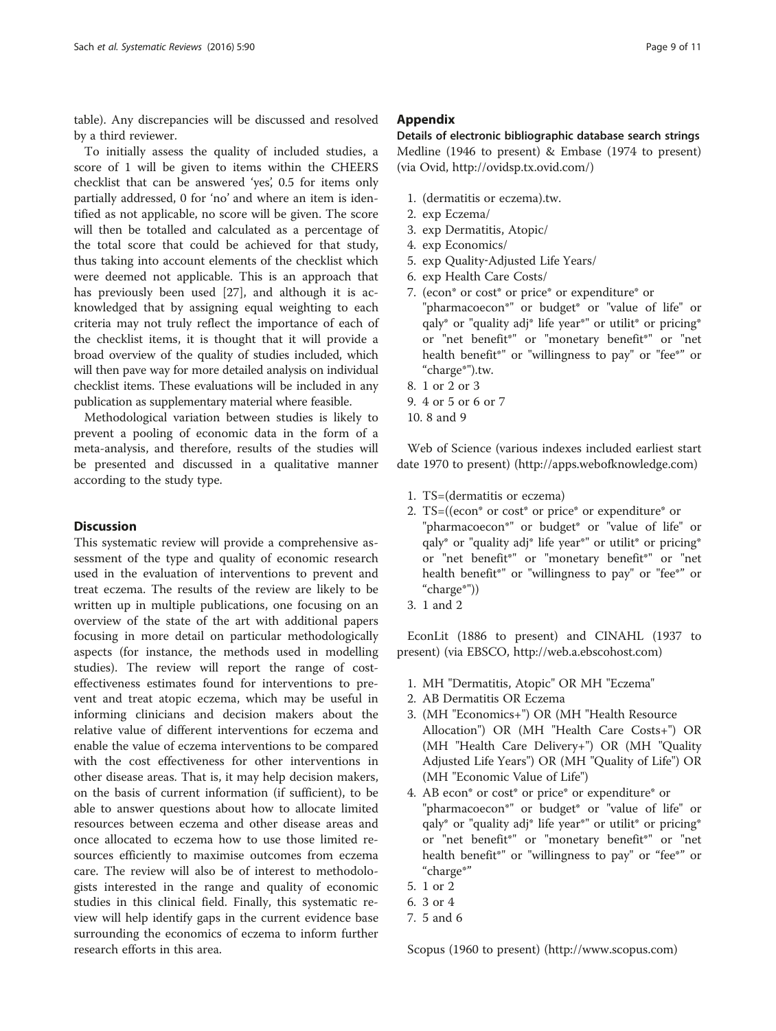table). Any discrepancies will be discussed and resolved by a third reviewer.

To initially assess the quality of included studies, a score of 1 will be given to items within the CHEERS checklist that can be answered 'yes', 0.5 for items only partially addressed, 0 for 'no' and where an item is identified as not applicable, no score will be given. The score will then be totalled and calculated as a percentage of the total score that could be achieved for that study, thus taking into account elements of the checklist which were deemed not applicable. This is an approach that has previously been used [27], and although it is acknowledged that by assigning equal weighting to each criteria may not truly reflect the importance of each of the checklist items, it is thought that it will provide a broad overview of the quality of studies included, which will then pave way for more detailed analysis on individual checklist items. These evaluations will be included in any publication as supplementary material where feasible.

Methodological variation between studies is likely to prevent a pooling of economic data in the form of a meta-analysis, and therefore, results of the studies will be presented and discussed in a qualitative manner according to the study type.

## Discussion

This systematic review will provide a comprehensive assessment of the type and quality of economic research used in the evaluation of interventions to prevent and treat eczema. The results of the review are likely to be written up in multiple publications, one focusing on an overview of the state of the art with additional papers focusing in more detail on particular methodologically aspects (for instance, the methods used in modelling studies). The review will report the range of cost-effectiveness estimates found for interventions to prevent and treat atopic eczema, which may be useful in informing clinicians and decision makers about the relative value of different interventions for eczema and enable the value of eczema interventions to be compared with the cost effectiveness for other interventions in other disease areas. That is, it may help decision makers, on the basis of current information (if sufficient), to be able to answer questions about how to allocate limited resources between eczema and other disease areas and once allocated to eczema how to use those limited resources efficiently to maximise outcomes from eczema care. The review will also be of interest to methodologists interested in the range and quality of economic studies in this clinical field. Finally, this systematic review will help identify gaps in the current evidence base surrounding the economics of eczema to inform further research efforts in this area.

## Appendix

### Details of electronic bibliographic database search strings

Medline (1946 to present) & Embase (1974 to present) (via Ovid, http://ovidsp.tx.ovid.com/)

1. (dermatitis or eczema).tw.
2. exp Eczema/
3. exp Dermatitis, Atopic/
4. exp Economics/
5. exp Quality-Adjusted Life Years/
6. exp Health Care Costs/
7. (econ* or cost* or price* or expenditure* or "pharmacoecon*" or budget* or "value of life" or qaly* or "quality adj* life year*" or utilit* or pricing* or "net benefit*" or "monetary benefit*" or "net health benefit*" or "willingness to pay" or "fee*" or "charge*").tw.
8. 1 or 2 or 3
9. 4 or 5 or 6 or 7
10. 8 and 9

Web of Science (various indexes included earliest start date 1970 to present) (http://apps.webofknowledge.com)

1. TS=(dermatitis or eczema)
2. TS=((econ* or cost* or price* or expenditure* or "pharmacoecon*" or budget* or "value of life" or qaly* or "quality adj* life year*" or utilit* or pricing* or "net benefit*" or "monetary benefit*" or "net health benefit*" or "willingness to pay" or "fee*" or "charge*"))
3. 1 and 2

EconLit (1886 to present) and CINAHL (1937 to present) (via EBSCO, http://web.a.ebscohost.com)

1. MH "Dermatitis, Atopic" OR MH "Eczema"
2. AB Dermatitis OR Eczema
3. (MH "Economics+") OR (MH "Health Resource Allocation") OR (MH "Health Care Costs+") OR (MH "Health Care Delivery+") OR (MH "Quality Adjusted Life Years") OR (MH "Quality of Life") OR (MH "Economic Value of Life")
4. AB econ* or cost* or price* or expenditure* or "pharmacoecon*" or budget* or "value of life" or qaly* or "quality adj* life year*" or utilit* or pricing* or "net benefit*" or "monetary benefit*" or "net health benefit*" or "willingness to pay" or "fee*" or "charge*"
5. 1 or 2
6. 3 or 4
7. 5 and 6

Scopus (1960 to present) (http://www.scopus.com)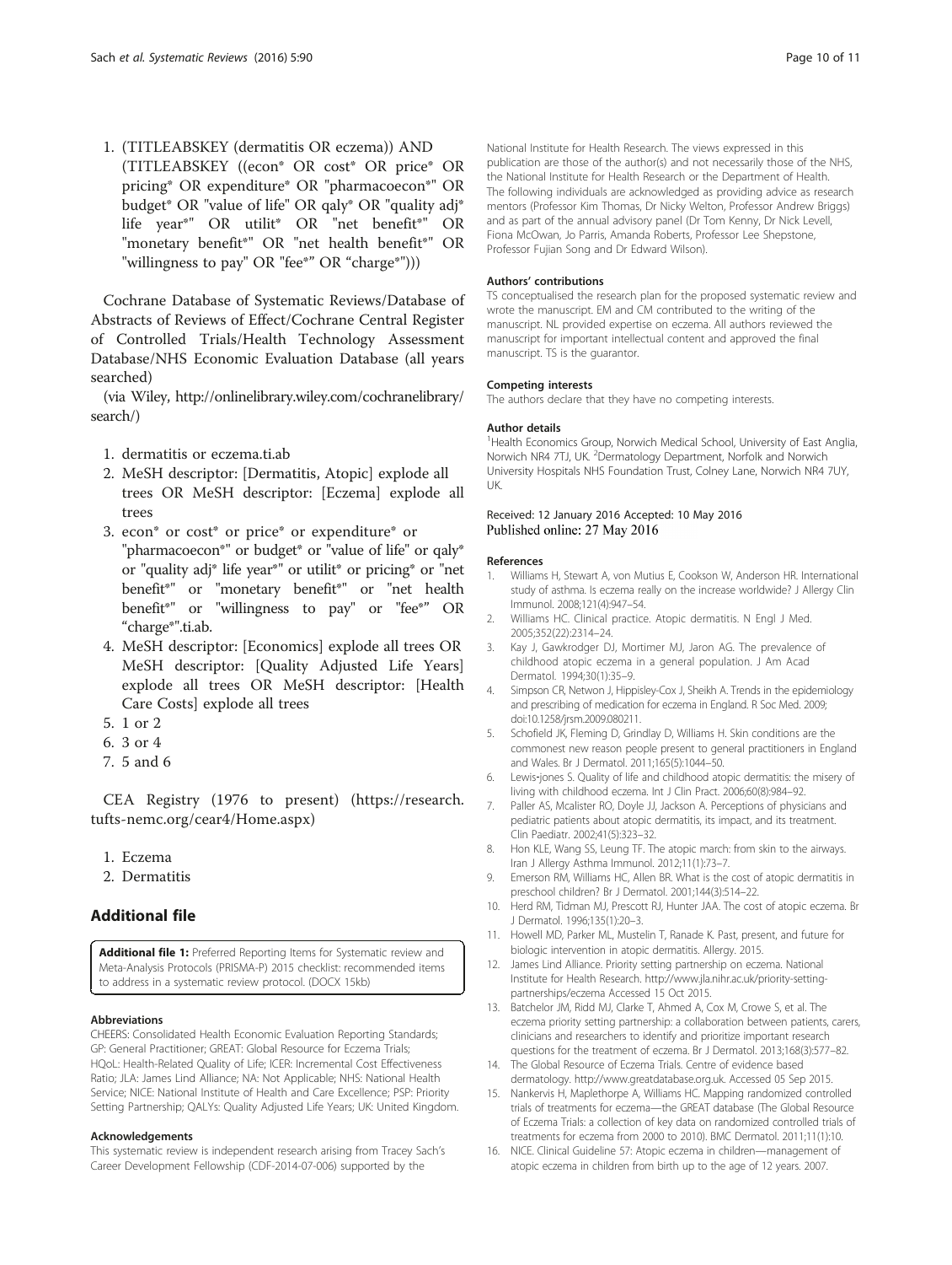1. (TITLEABSKEY (dermatitis OR eczema)) AND (TITLEABSKEY ((econ* OR cost* OR price* OR pricing* OR expenditure* OR "pharmacoecon*" OR budget* OR "value of life" OR qaly* OR "quality adj* life year*" OR utilit* OR "net benefit*" OR "monetary benefit*" OR "net health benefit*" OR "willingness to pay" OR "fee*" OR "charge*")))

Cochrane Database of Systematic Reviews/Database of Abstracts of Reviews of Effect/Cochrane Central Register of Controlled Trials/Health Technology Assessment Database/NHS Economic Evaluation Database (all years searched)

(via Wiley, http://onlinelibrary.wiley.com/cochranelibrary/search/)

1. dermatitis or eczema.ti.ab
2. MeSH descriptor: [Dermatitis, Atopic] explode all trees OR MeSH descriptor: [Eczema] explode all trees
3. econ* or cost* or price* or expenditure* or "pharmacoecon*" or budget* or "value of life" or qaly* or "quality adj* life year*" or utilit* or pricing* or "net benefit*" or "monetary benefit*" or "net health benefit*" or "willingness to pay" or "fee*" OR "charge*".ti.ab.
4. MeSH descriptor: [Economics] explode all trees OR MeSH descriptor: [Quality Adjusted Life Years] explode all trees OR MeSH descriptor: [Health Care Costs] explode all trees
5. 1 or 2
6. 3 or 4
7. 5 and 6

CEA Registry (1976 to present) (https://research.tufts-nemc.org/cear4/Home.aspx)

1. Eczema
2. Dermatitis

## Additional file

**Additional file 1:** Preferred Reporting Items for Systematic review and Meta-Analysis Protocols (PRISMA-P) 2015 checklist: recommended items to address in a systematic review protocol. (DOCX 15kb)

#### Abbreviations

CHEERS: Consolidated Health Economic Evaluation Reporting Standards; GP: General Practitioner; GREAT: Global Resource for Eczema Trials; HQoL: Health-Related Quality of Life; ICER: Incremental Cost Effectiveness Ratio; JLA: James Lind Alliance; NA: Not Applicable; NHS: National Health Service; NICE: National Institute of Health and Care Excellence; PSP: Priority Setting Partnership; QALYs: Quality Adjusted Life Years; UK: United Kingdom.

#### Acknowledgements

This systematic review is independent research arising from Tracey Sach's Career Development Fellowship (CDF-2014-07-006) supported by the National Institute for Health Research. The views expressed in this publication are those of the author(s) and not necessarily those of the NHS, the National Institute for Health Research or the Department of Health. The following individuals are acknowledged as providing advice as research mentors (Professor Kim Thomas, Dr Nicky Welton, Professor Andrew Briggs) and as part of the annual advisory panel (Dr Tom Kenny, Dr Nick Levell, Fiona McOwan, Jo Parris, Amanda Roberts, Professor Lee Shepstone, Professor Fujian Song and Dr Edward Wilson).

#### Authors' contributions

TS conceptualised the research plan for the proposed systematic review and wrote the manuscript. EM and CM contributed to the writing of the manuscript. NL provided expertise on eczema. All authors reviewed the manuscript for important intellectual content and approved the final manuscript. TS is the guarantor.

#### Competing interests

The authors declare that they have no competing interests.

#### Author details

[1]Health Economics Group, Norwich Medical School, University of East Anglia, Norwich NR4 7TJ, UK. [2]Dermatology Department, Norfolk and Norwich University Hospitals NHS Foundation Trust, Colney Lane, Norwich NR4 7UY, UK.

Received: 12 January 2016 Accepted: 10 May 2016
Published online: 27 May 2016

#### References

1. Williams H, Stewart A, von Mutius E, Cookson W, Anderson HR. International study of asthma. Is eczema really on the increase worldwide? J Allergy Clin Immunol. 2008;121(4):947–54.
2. Williams HC. Clinical practice. Atopic dermatitis. N Engl J Med. 2005;352(22):2314–24.
3. Kay J, Gawkrodger DJ, Mortimer MJ, Jaron AG. The prevalence of childhood atopic eczema in a general population. J Am Acad Dermatol. 1994;30(1):35–9.
4. Simpson CR, Netwon J, Hippisley-Cox J, Sheikh A. Trends in the epidemiology and prescribing of medication for eczema in England. R Soc Med. 2009; doi:10.1258/jrsm.2009.080211.
5. Schofield JK, Fleming D, Grindlay D, Williams H. Skin conditions are the commonest new reason people present to general practitioners in England and Wales. Br J Dermatol. 2011;165(5):1044–50.
6. Lewis-jones S. Quality of life and childhood atopic dermatitis: the misery of living with childhood eczema. Int J Clin Pract. 2006;60(8):984–92.
7. Paller AS, Mcalister RO, Doyle JJ, Jackson A. Perceptions of physicians and pediatric patients about atopic dermatitis, its impact, and its treatment. Clin Paediatr. 2002;41(5):323–32.
8. Hon KLE, Wang SS, Leung TF. The atopic march: from skin to the airways. Iran J Allergy Asthma Immunol. 2012;11(1):73–7.
9. Emerson RM, Williams HC, Allen BR. What is the cost of atopic dermatitis in preschool children? Br J Dermatol. 2001;144(3):514–22.
10. Herd RM, Tidman MJ, Prescott RJ, Hunter JAA. The cost of atopic eczema. Br J Dermatol. 1996;135(1):20–3.
11. Howell MD, Parker ML, Mustelin T, Ranade K. Past, present, and future for biologic intervention in atopic dermatitis. Allergy. 2015.
12. James Lind Alliance. Priority setting partnership on eczema. National Institute for Health Research. http://www.jla.nihr.ac.uk/priority-setting-partnerships/eczema Accessed 15 Oct 2015.
13. Batchelor JM, Ridd MJ, Clarke T, Ahmed A, Cox M, Crowe S, et al. The eczema priority setting partnership: a collaboration between patients, carers, clinicians and researchers to identify and prioritize important research questions for the treatment of eczema. Br J Dermatol. 2013;168(3):577–82.
14. The Global Resource of Eczema Trials. Centre of evidence based dermatology. http://www.greatdatabase.org.uk. Accessed 05 Sep 2015.
15. Nankervis H, Maplethorpe A, Williams HC. Mapping randomized controlled trials of treatments for eczema—the GREAT database (The Global Resource of Eczema Trials: a collection of key data on randomized controlled trials of treatments for eczema from 2000 to 2010). BMC Dermatol. 2011;11(1):10.
16. NICE. Clinical Guideline 57: Atopic eczema in children—management of atopic eczema in children from birth up to the age of 12 years. 2007.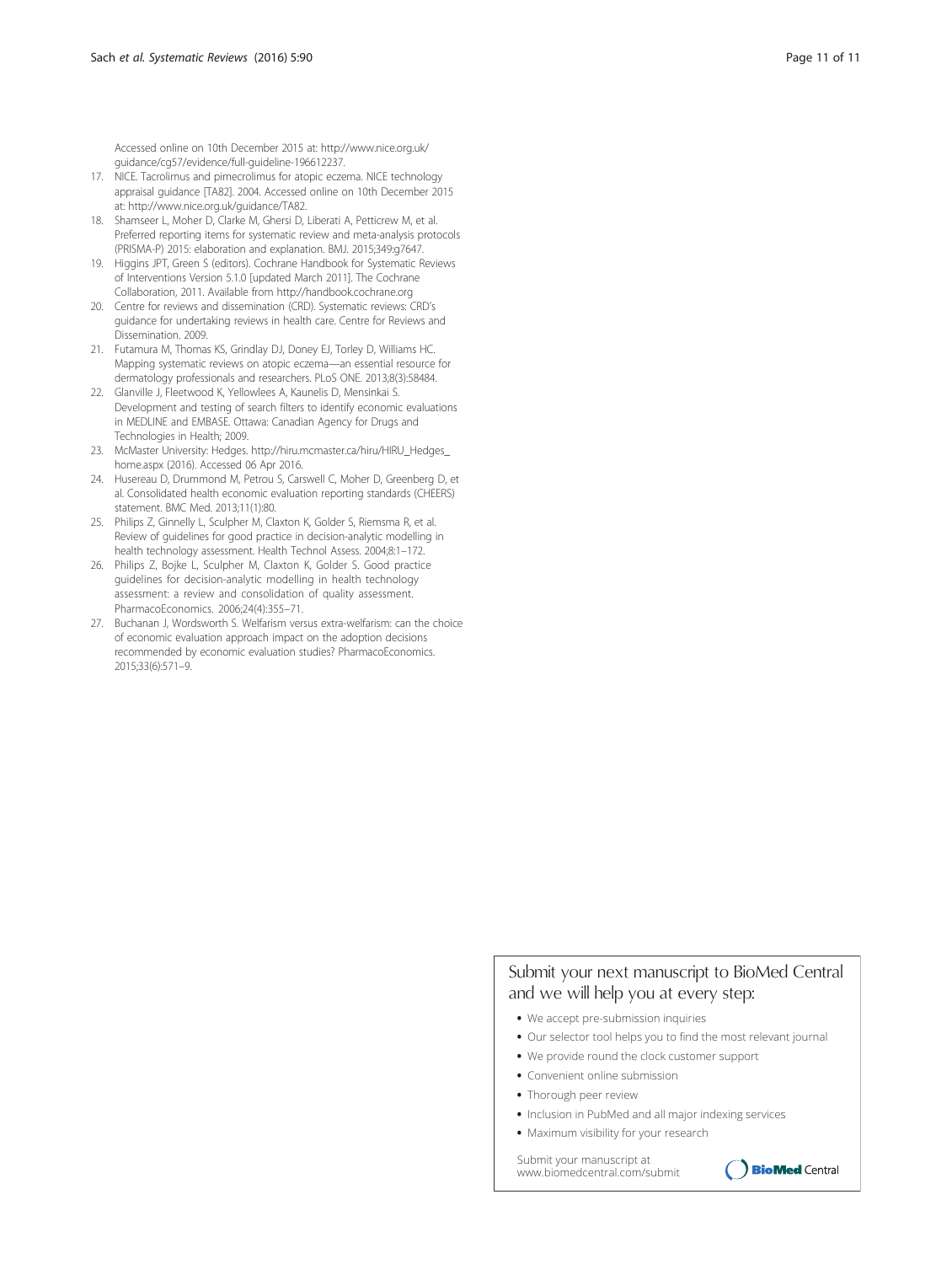Accessed online on 10th December 2015 at: http://www.nice.org.uk/guidance/cg57/evidence/full-guideline-196612237.

17. NICE. Tacrolimus and pimecrolimus for atopic eczema. NICE technology appraisal guidance [TA82]. 2004. Accessed online on 10th December 2015 at: http://www.nice.org.uk/guidance/TA82.
18. Shamseer L, Moher D, Clarke M, Ghersi D, Liberati A, Petticrew M, et al. Preferred reporting items for systematic review and meta-analysis protocols (PRISMA-P) 2015: elaboration and explanation. BMJ. 2015;349:g7647.
19. Higgins JPT, Green S (editors). Cochrane Handbook for Systematic Reviews of Interventions Version 5.1.0 [updated March 2011]. The Cochrane Collaboration, 2011. Available from http://handbook.cochrane.org
20. Centre for reviews and dissemination (CRD). Systematic reviews: CRD's guidance for undertaking reviews in health care. Centre for Reviews and Dissemination. 2009.
21. Futamura M, Thomas KS, Grindlay DJ, Doney EJ, Torley D, Williams HC. Mapping systematic reviews on atopic eczema—an essential resource for dermatology professionals and researchers. PLoS ONE. 2013;8(3):58484.
22. Glanville J, Fleetwood K, Yellowlees A, Kaunelis D, Mensinkai S. Development and testing of search filters to identify economic evaluations in MEDLINE and EMBASE. Ottawa: Canadian Agency for Drugs and Technologies in Health; 2009.
23. McMaster University: Hedges. http://hiru.mcmaster.ca/hiru/HIRU_Hedges_home.aspx (2016). Accessed 06 Apr 2016.
24. Husereau D, Drummond M, Petrou S, Carswell C, Moher D, Greenberg D, et al. Consolidated health economic evaluation reporting standards (CHEERS) statement. BMC Med. 2013;11(1):80.
25. Philips Z, Ginnelly L, Sculpher M, Claxton K, Golder S, Riemsma R, et al. Review of guidelines for good practice in decision-analytic modelling in health technology assessment. Health Technol Assess. 2004;8:1–172.
26. Philips Z, Bojke L, Sculpher M, Claxton K, Golder S. Good practice guidelines for decision-analytic modelling in health technology assessment: a review and consolidation of quality assessment. PharmacoEconomics. 2006;24(4):355–71.
27. Buchanan J, Wordsworth S. Welfarism versus extra-welfarism: can the choice of economic evaluation approach impact on the adoption decisions recommended by economic evaluation studies? PharmacoEconomics. 2015;33(6):571–9.

Submit your next manuscript to BioMed Central and we will help you at every step:

- We accept pre-submission inquiries
- Our selector tool helps you to find the most relevant journal
- We provide round the clock customer support
- Convenient online submission
- Thorough peer review
- Inclusion in PubMed and all major indexing services
- Maximum visibility for your research

Submit your manuscript at www.biomedcentral.com/submit

BioMed Central